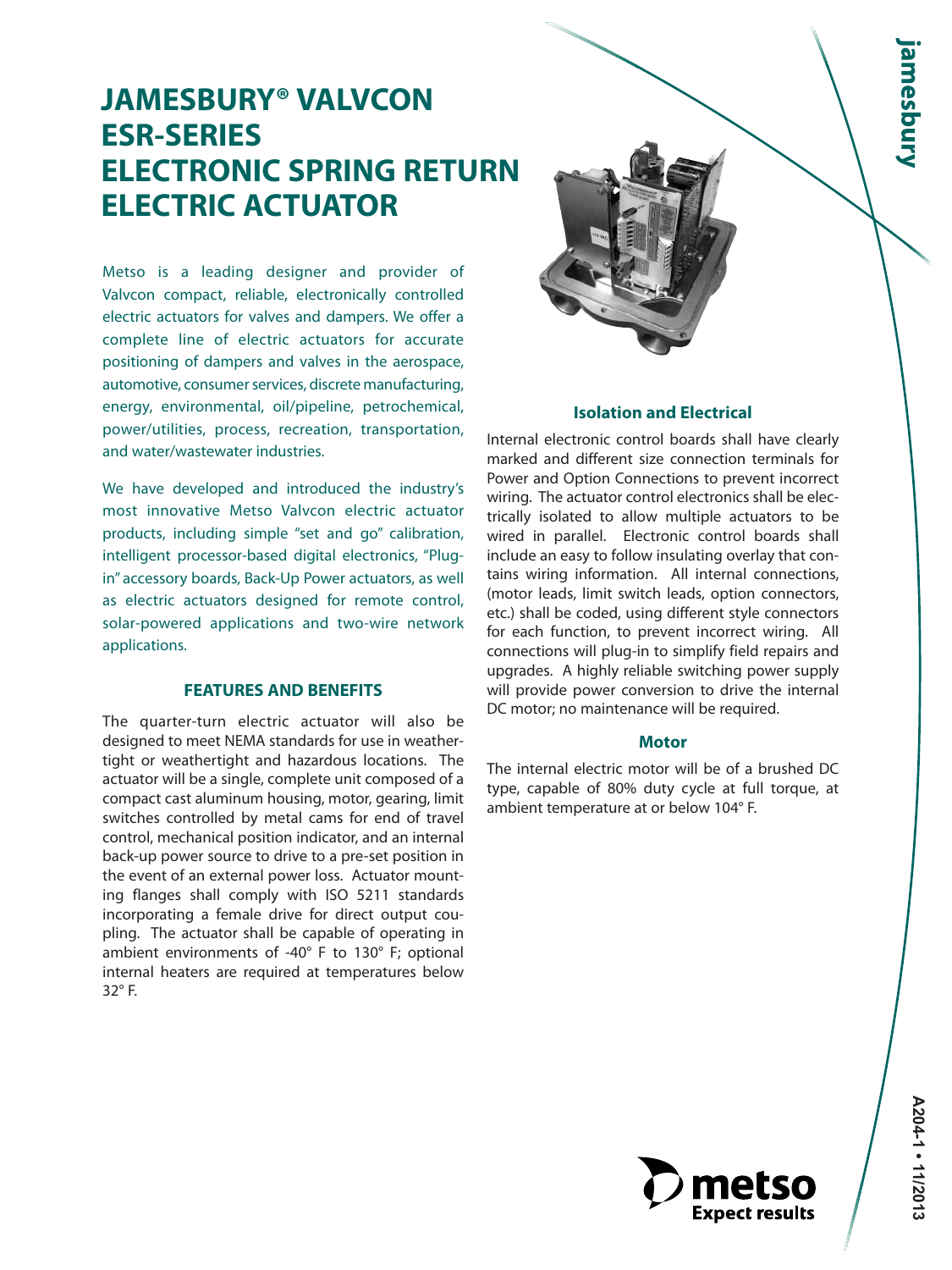# JAMESBURY® VALVCON ESR-SERIES ELECTRONIC SPRING RETURN ELECTRIC ACTUATOR

Metso is a leading designer and provider of Valvcon compact, reliable, electronically controlled electric actuators for valves and dampers. We offer a complete line of electric actuators for accurate positioning of dampers and valves in the aerospace, automotive, consumer services, discrete manufacturing, energy, environmental, oil/pipeline, petrochemical, power/utilities, process, recreation, transportation, and water/wastewater industries.

We have developed and introduced the industry's most innovative Metso Valvcon electric actuator products, including simple "set and go" calibration, intelligent processor-based digital electronics, "Plug-in" accessory boards, Back-Up Power actuators, as well as electric actuators designed for remote control, solar-powered applications and two-wire network applications.

## FEATURES AND BENEFITS

The quarter-turn electric actuator will also be designed to meet NEMA standards for use in weathertight or weathertight and hazardous locations. The actuator will be a single, complete unit composed of a compact cast aluminum housing, motor, gearing, limit switches controlled by metal cams for end of travel control, mechanical position indicator, and an internal back-up power source to drive to a pre-set position in the event of an external power loss. Actuator mounting flanges shall comply with ISO 5211 standards incorporating a female drive for direct output coupling. The actuator shall be capable of operating in ambient environments of -40° F to 130° F; optional internal heaters are required at temperatures below 32° F.

### Isolation and Electrical

Internal electronic control boards shall have clearly marked and different size connection terminals for Power and Option Connections to prevent incorrect wiring. The actuator control electronics shall be electrically isolated to allow multiple actuators to be wired in parallel. Electronic control boards shall include an easy to follow insulating overlay that contains wiring information. All internal connections, (motor leads, limit switch leads, option connectors, etc.) shall be coded, using different style connectors for each function, to prevent incorrect wiring. All connections will plug-in to simplify field repairs and upgrades. A highly reliable switching power supply will provide power conversion to drive the internal DC motor; no maintenance will be required.

### Motor

The internal electric motor will be of a brushed DC type, capable of 80% duty cycle at full torque, at ambient temperature at or below 104° F.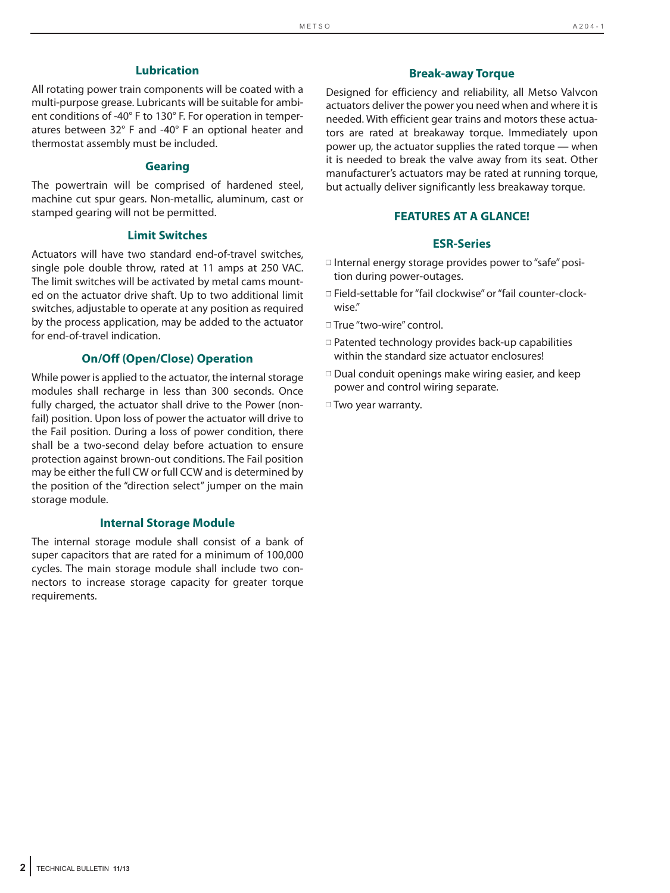### Lubrication

All rotating power train components will be coated with a multi-purpose grease. Lubricants will be suitable for ambient conditions of -40° F to 130° F. For operation in temperatures between 32° F and -40° F an optional heater and thermostat assembly must be included.

### Gearing

The powertrain will be comprised of hardened steel, machine cut spur gears. Non-metallic, aluminum, cast or stamped gearing will not be permitted.

### Limit Switches

Actuators will have two standard end-of-travel switches, single pole double throw, rated at 11 amps at 250 VAC. The limit switches will be activated by metal cams mounted on the actuator drive shaft. Up to two additional limit switches, adjustable to operate at any position as required by the process application, may be added to the actuator for end-of-travel indication.

### On/Off (Open/Close) Operation

While power is applied to the actuator, the internal storage modules shall recharge in less than 300 seconds. Once fully charged, the actuator shall drive to the Power (non-fail) position. Upon loss of power the actuator will drive to the Fail position. During a loss of power condition, there shall be a two-second delay before actuation to ensure protection against brown-out conditions. The Fail position may be either the full CW or full CCW and is determined by the position of the "direction select" jumper on the main storage module.

### Internal Storage Module

The internal storage module shall consist of a bank of super capacitors that are rated for a minimum of 100,000 cycles. The main storage module shall include two connectors to increase storage capacity for greater torque requirements.

### Break-away Torque

Designed for efficiency and reliability, all Metso Valvcon actuators deliver the power you need when and where it is needed. With efficient gear trains and motors these actuators are rated at breakaway torque. Immediately upon power up, the actuator supplies the rated torque — when it is needed to break the valve away from its seat. Other manufacturer's actuators may be rated at running torque, but actually deliver significantly less breakaway torque.

## FEATURES AT A GLANCE!

### ESR-Series

- Internal energy storage provides power to "safe" position during power-outages.
- Field-settable for "fail clockwise" or "fail counter-clockwise."
- True "two-wire" control.
- Patented technology provides back-up capabilities within the standard size actuator enclosures!
- Dual conduit openings make wiring easier, and keep power and control wiring separate.
- Two year warranty.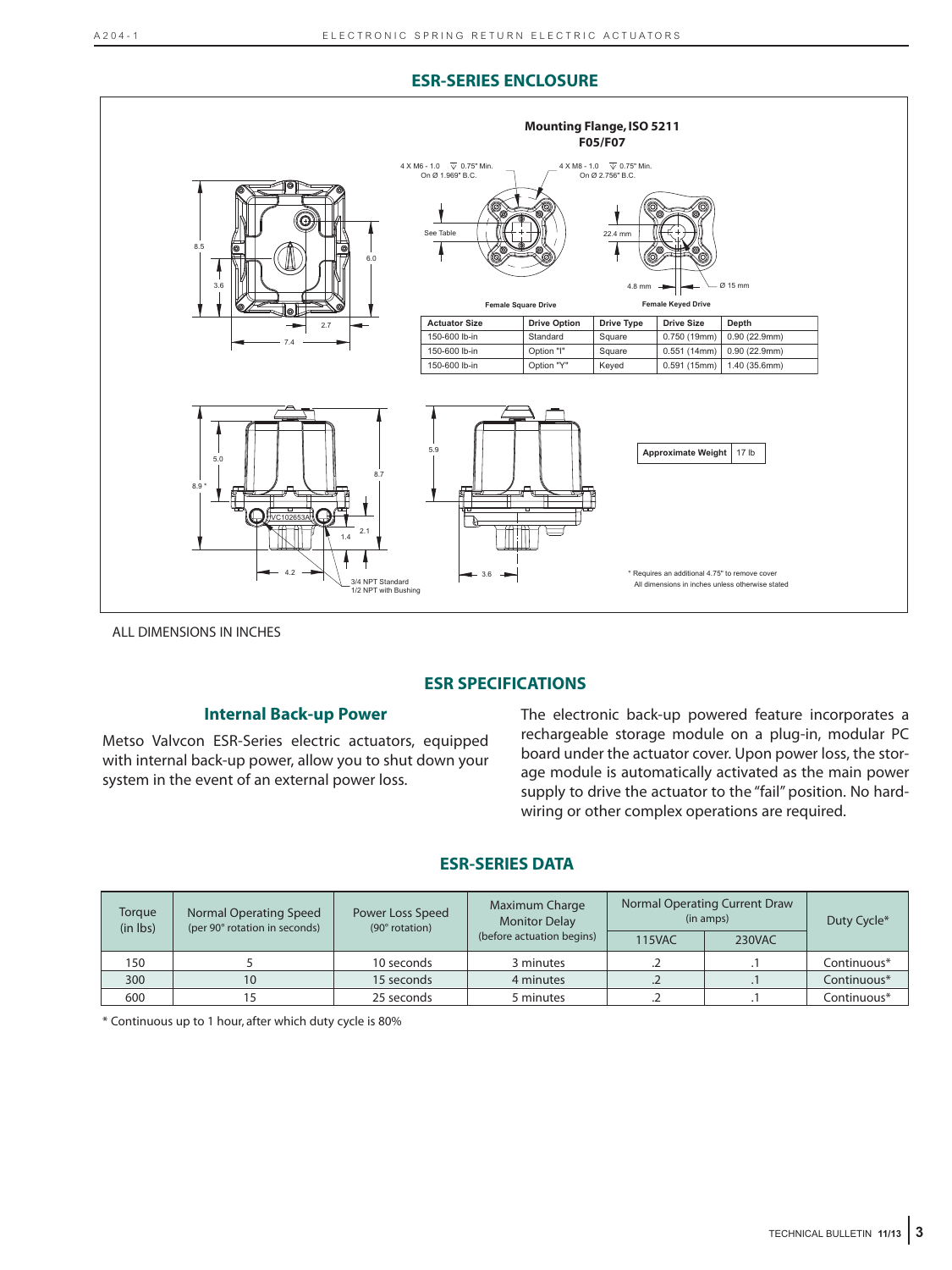## ESR-SERIES ENCLOSURE

**Mounting Flange, ISO 5211 F05/F07**

4 X M6 - 1.0 ▽ 0.75" Min. On Ø 1.969" B.C.

4 X M8 - 1.0 ▽ 0.75" Min. On Ø 2.756" B.C.

Female Square Drive

Female Keyed Drive

| Actuator Size | Drive Option | Drive Type | Drive Size | Depth |
|---|---|---|---|---|
| 150-600 lb-in | Standard | Square | 0.750 (19mm) | 0.90 (22.9mm) |
| 150-600 lb-in | Option "I" | Square | 0.551 (14mm) | 0.90 (22.9mm) |
| 150-600 lb-in | Option "Y" | Keyed | 0.591 (15mm) | 1.40 (35.6mm) |

| Approximate Weight | 17 lb |
|---|---|

3/4 NPT Standard
1/2 NPT with Bushing

* Requires an additional 4.75" to remove cover
All dimensions in inches unless otherwise stated

ALL DIMENSIONS IN INCHES

## ESR SPECIFICATIONS

### Internal Back-up Power

Metso Valvcon ESR-Series electric actuators, equipped with internal back-up power, allow you to shut down your system in the event of an external power loss.

The electronic back-up powered feature incorporates a rechargeable storage module on a plug-in, modular PC board under the actuator cover. Upon power loss, the storage module is automatically activated as the main power supply to drive the actuator to the "fail" position. No hard-wiring or other complex operations are required.

## ESR-SERIES DATA

| Torque (in lbs) | Normal Operating Speed (per 90° rotation in seconds) | Power Loss Speed (90° rotation) | Maximum Charge Monitor Delay (before actuation begins) | Normal Operating Current Draw (in amps) | | Duty Cycle* |
|---|---|---|---|---|---|---|
| | | | | 115VAC | 230VAC | |
| 150 | 5 | 10 seconds | 3 minutes | .2 | .1 | Continuous* |
| 300 | 10 | 15 seconds | 4 minutes | .2 | .1 | Continuous* |
| 600 | 15 | 25 seconds | 5 minutes | .2 | .1 | Continuous* |

* Continuous up to 1 hour, after which duty cycle is 80%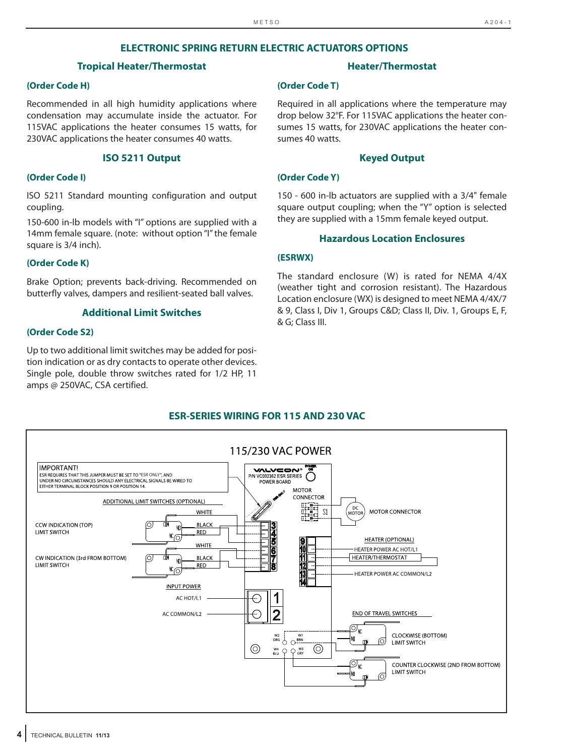## ELECTRONIC SPRING RETURN ELECTRIC ACTUATORS OPTIONS

### Tropical Heater/Thermostat

**(Order Code H)**

Recommended in all high humidity applications where condensation may accumulate inside the actuator. For 115VAC applications the heater consumes 15 watts, for 230VAC applications the heater consumes 40 watts.

### ISO 5211 Output

**(Order Code I)**

ISO 5211 Standard mounting configuration and output coupling.

150-600 in-lb models with "I" options are supplied with a 14mm female square. (note: without option "I" the female square is 3/4 inch).

**(Order Code K)**

Brake Option; prevents back-driving. Recommended on butterfly valves, dampers and resilient-seated ball valves.

### Additional Limit Switches

**(Order Code S2)**

Up to two additional limit switches may be added for position indication or as dry contacts to operate other devices. Single pole, double throw switches rated for 1/2 HP, 11 amps @ 250VAC, CSA certified.

### Heater/Thermostat

**(Order Code T)**

Required in all applications where the temperature may drop below 32°F. For 115VAC applications the heater consumes 15 watts, for 230VAC applications the heater consumes 40 watts.

### Keyed Output

**(Order Code Y)**

150 - 600 in-lb actuators are supplied with a 3/4" female square output coupling; when the "Y" option is selected they are supplied with a 15mm female keyed output.

### Hazardous Location Enclosures

**(ESRWX)**

The standard enclosure (W) is rated for NEMA 4/4X (weather tight and corrosion resistant). The Hazardous Location enclosure (WX) is designed to meet NEMA 4/4X/7 & 9, Class I, Div 1, Groups C&D; Class II, Div. 1, Groups E, F, & G; Class III.

## ESR-SERIES WIRING FOR 115 AND 230 VAC

115/230 VAC POWER

IMPORTANT!
ESR REQUIRES THAT THIS JUMPER MUST BE SET TO "ESR ONLY", AND UNDER NO CIRCUMSTANCES SHOULD ANY ELECTRICAL SIGNALS BE WIRED TO EITHER TERMINAL BLOCK POSITION 9 OR POSITION 14.

VALVCON® P/N VC002362 ESR SERIES POWER BOARD — POWER ON — ESR ONLY — MOTOR CONNECTOR — S1

DC MOTOR — MOTOR CONNECTOR

ADDITIONAL LIMIT SWITCHES (OPTIONAL)

CCW INDICATION (TOP) LIMIT SWITCH — COM, NO, NC — WHITE, BLACK, RED — terminals 3, 4, 5

CW INDICATION (3rd FROM BOTTOM) LIMIT SWITCH — COM, NO, NC — WHITE, BLACK, RED — terminals 6, 7, 8

HEATER (OPTIONAL)
- HEATER POWER AC HOT/L1
- HEATER/THERMOSTAT
- HEATER POWER AC COMMON/L2

Terminals 9, 10, 11, 12, 13, 14

INPUT POWER
- AC HOT/L1 — 1
- AC COMMON/L2 — 2

W2 ORG, W1 BRN, W4 BLU, W3 GRY

END OF TRAVEL SWITCHES
- CLOCKWISE (BOTTOM) LIMIT SWITCH — NC, NO, COM
- COUNTER CLOCKWISE (2ND FROM BOTTOM) LIMIT SWITCH — NC, NO, COM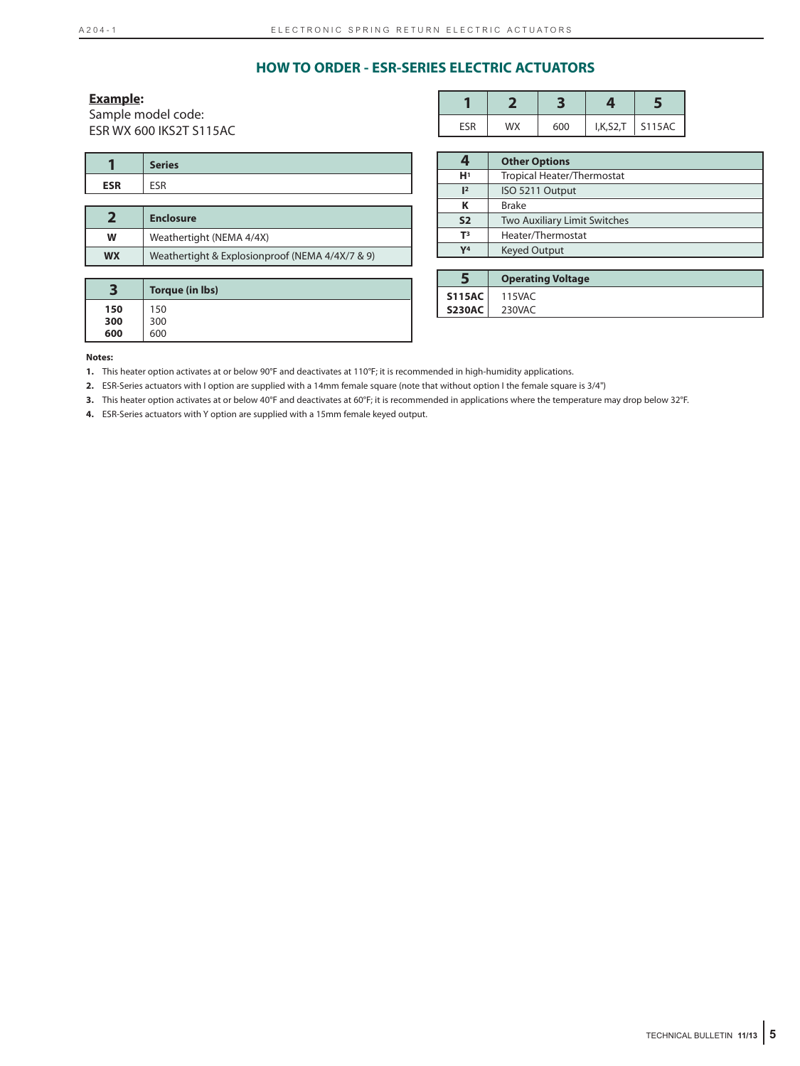## HOW TO ORDER - ESR-SERIES ELECTRIC ACTUATORS

**Example:**
Sample model code:
ESR WX 600 IKS2T S115AC

| 1 | 2 | 3 | 4 | 5 |
|---|---|---|---|---|
| ESR | WX | 600 | I,K,S2,T | S115AC |

| 1 | Series |
|---|---|
| **ESR** | ESR |

| 2 | Enclosure |
|---|---|
| **W** | Weathertight (NEMA 4/4X) |
| **WX** | Weathertight & Explosionproof (NEMA 4/4X/7 & 9) |

| 3 | Torque (in lbs) |
|---|---|
| **150** | 150 |
| **300** | 300 |
| **600** | 600 |

| 4 | Other Options |
|---|---|
| **H**[1] | Tropical Heater/Thermostat |
| **I**[2] | ISO 5211 Output |
| **K** | Brake |
| **S2** | Two Auxiliary Limit Switches |
| **T**[3] | Heater/Thermostat |
| **Y**[4] | Keyed Output |

| 5 | Operating Voltage |
|---|---|
| **S115AC** | 115VAC |
| **S230AC** | 230VAC |

**Notes:**

1. This heater option activates at or below 90°F and deactivates at 110°F; it is recommended in high-humidity applications.
2. ESR-Series actuators with I option are supplied with a 14mm female square (note that without option I the female square is 3/4")
3. This heater option activates at or below 40°F and deactivates at 60°F; it is recommended in applications where the temperature may drop below 32°F.
4. ESR-Series actuators with Y option are supplied with a 15mm female keyed output.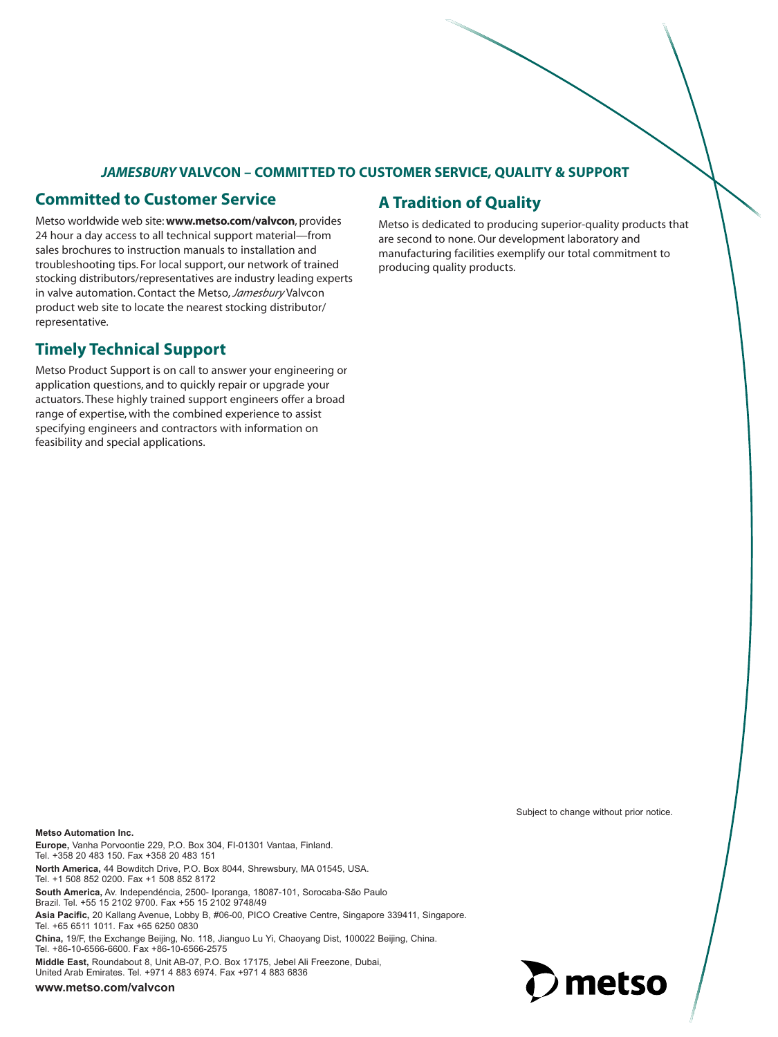## *JAMESBURY* VALVCON – COMMITTED TO CUSTOMER SERVICE, QUALITY & SUPPORT

### Committed to Customer Service

Metso worldwide web site: **www.metso.com/valvcon**, provides 24 hour a day access to all technical support material—from sales brochures to instruction manuals to installation and troubleshooting tips. For local support, our network of trained stocking distributors/representatives are industry leading experts in valve automation. Contact the Metso, *Jamesbury* Valvcon product web site to locate the nearest stocking distributor/ representative.

### Timely Technical Support

Metso Product Support is on call to answer your engineering or application questions, and to quickly repair or upgrade your actuators. These highly trained support engineers offer a broad range of expertise, with the combined experience to assist specifying engineers and contractors with information on feasibility and special applications.

### A Tradition of Quality

Metso is dedicated to producing superior-quality products that are second to none. Our development laboratory and manufacturing facilities exemplify our total commitment to producing quality products.

Subject to change without prior notice.

**Metso Automation Inc.**

**Europe,** Vanha Porvoontie 229, P.O. Box 304, FI-01301 Vantaa, Finland.
Tel. +358 20 483 150. Fax +358 20 483 151

**North America,** 44 Bowditch Drive, P.O. Box 8044, Shrewsbury, MA 01545, USA.
Tel. +1 508 852 0200. Fax +1 508 852 8172

**South America,** Av. Independência, 2500- Iporanga, 18087-101, Sorocaba-São Paulo
Brazil. Tel. +55 15 2102 9700. Fax +55 15 2102 9748/49

**Asia Pacific,** 20 Kallang Avenue, Lobby B, #06-00, PICO Creative Centre, Singapore 339411, Singapore.
Tel. +65 6511 1011. Fax +65 6250 0830

**China,** 19/F, the Exchange Beijing, No. 118, Jianguo Lu Yi, Chaoyang Dist, 100022 Beijing, China.
Tel. +86-10-6566-6600. Fax +86-10-6566-2575

**Middle East,** Roundabout 8, Unit AB-07, P.O. Box 17175, Jebel Ali Freezone, Dubai,
United Arab Emirates. Tel. +971 4 883 6974. Fax +971 4 883 6836

**www.metso.com/valvcon**

metso